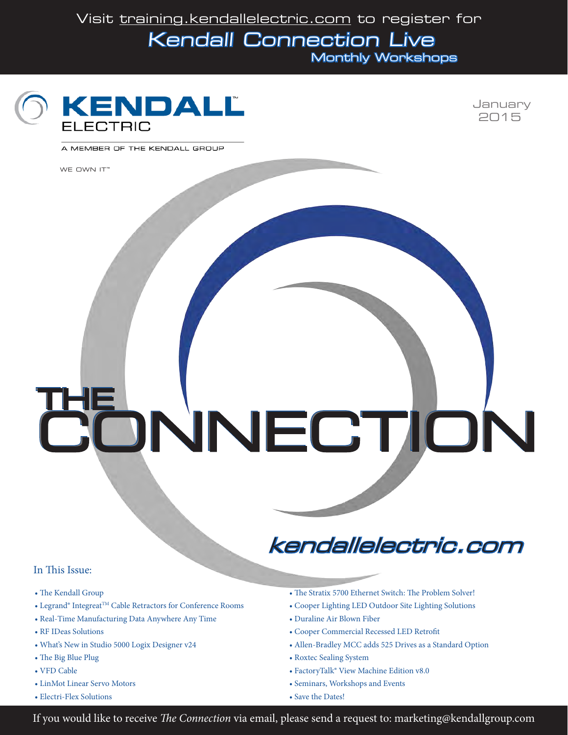Visit training.kendallelectric.com to register for

**Kendall Connection Live**

**Monthly Workshops**

# KENDALL™ ELECTRIC

A MEMBER OF THE KENDALL GROUP

WE OWN IT™

January 2015

# THE CONNECTION

**kendallelectric.com**

## In This Issue:

- The Kendall Group
- Legrand® Integreat™ Cable Retractors for Conference Rooms
- Real-Time Manufacturing Data Anywhere Any Time
- RF IDeas Solutions
- What's New in Studio 5000 Logix Designer v24
- The Big Blue Plug
- VFD Cable
- LinMot Linear Servo Motors
- Electri-Flex Solutions
- The Stratix 5700 Ethernet Switch: The Problem Solver!
- Cooper Lighting LED Outdoor Site Lighting Solutions
- Duraline Air Blown Fiber
- Cooper Commercial Recessed LED Retrofit
- Allen-Bradley MCC adds 525 Drives as a Standard Option
- Roxtec Sealing System
- FactoryTalk® View Machine Edition v8.0
- Seminars, Workshops and Events
- Save the Dates!

If you would like to receive *The Connection* via email, please send a request to: marketing@kendallgroup.com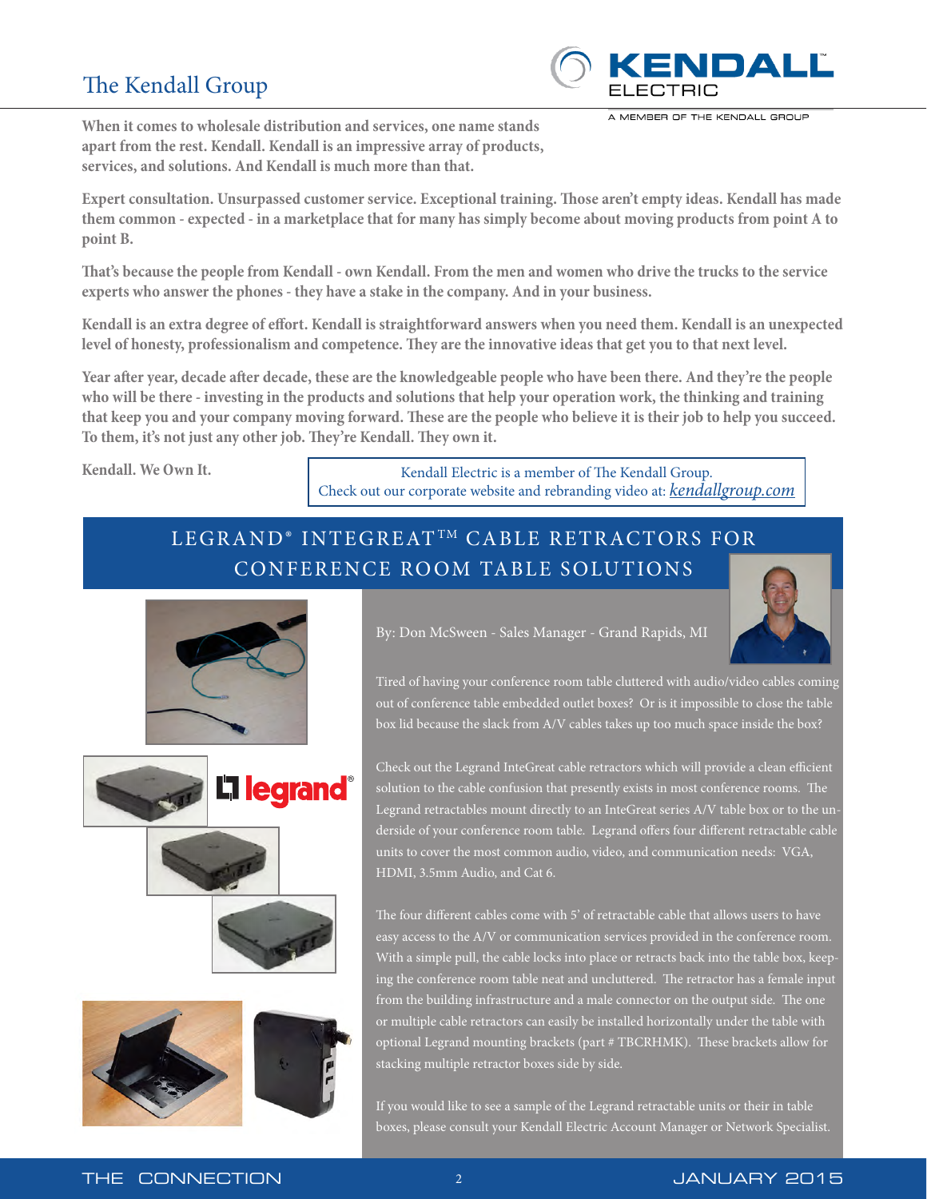# The Kendall Group

KENDALL ELECTRIC

A MEMBER OF THE KENDALL GROUP

**When it comes to wholesale distribution and services, one name stands apart from the rest. Kendall. Kendall is an impressive array of products, services, and solutions. And Kendall is much more than that.**

**Expert consultation. Unsurpassed customer service. Exceptional training. Those aren't empty ideas. Kendall has made them common - expected - in a marketplace that for many has simply become about moving products from point A to point B.**

**That's because the people from Kendall - own Kendall. From the men and women who drive the trucks to the service experts who answer the phones - they have a stake in the company. And in your business.**

**Kendall is an extra degree of effort. Kendall is straightforward answers when you need them. Kendall is an unexpected level of honesty, professionalism and competence. They are the innovative ideas that get you to that next level.**

**Year after year, decade after decade, these are the knowledgeable people who have been there. And they're the people who will be there - investing in the products and solutions that help your operation work, the thinking and training that keep you and your company moving forward. These are the people who believe it is their job to help you succeed. To them, it's not just any other job. They're Kendall. They own it.**

**Kendall. We Own It.**

Kendall Electric is a member of The Kendall Group.
Check out our corporate website and rebranding video at: *kendallgroup.com*

## LEGRAND® INTEGREAT™ CABLE RETRACTORS FOR CONFERENCE ROOM TABLE SOLUTIONS

By: Don McSween - Sales Manager - Grand Rapids, MI

Tired of having your conference room table cluttered with audio/video cables coming out of conference table embedded outlet boxes? Or is it impossible to close the table box lid because the slack from A/V cables takes up too much space inside the box?

Check out the Legrand InteGreat cable retractors which will provide a clean efficient solution to the cable confusion that presently exists in most conference rooms. The Legrand retractables mount directly to an InteGreat series A/V table box or to the underside of your conference room table. Legrand offers four different retractable cable units to cover the most common audio, video, and communication needs: VGA, HDMI, 3.5mm Audio, and Cat 6.

The four different cables come with 5' of retractable cable that allows users to have easy access to the A/V or communication services provided in the conference room. With a simple pull, the cable locks into place or retracts back into the table box, keeping the conference room table neat and uncluttered. The retractor has a female input from the building infrastructure and a male connector on the output side. The one or multiple cable retractors can easily be installed horizontally under the table with optional Legrand mounting brackets (part # TBCRHMK). These brackets allow for stacking multiple retractor boxes side by side.

If you would like to see a sample of the Legrand retractable units or their in table boxes, please consult your Kendall Electric Account Manager or Network Specialist.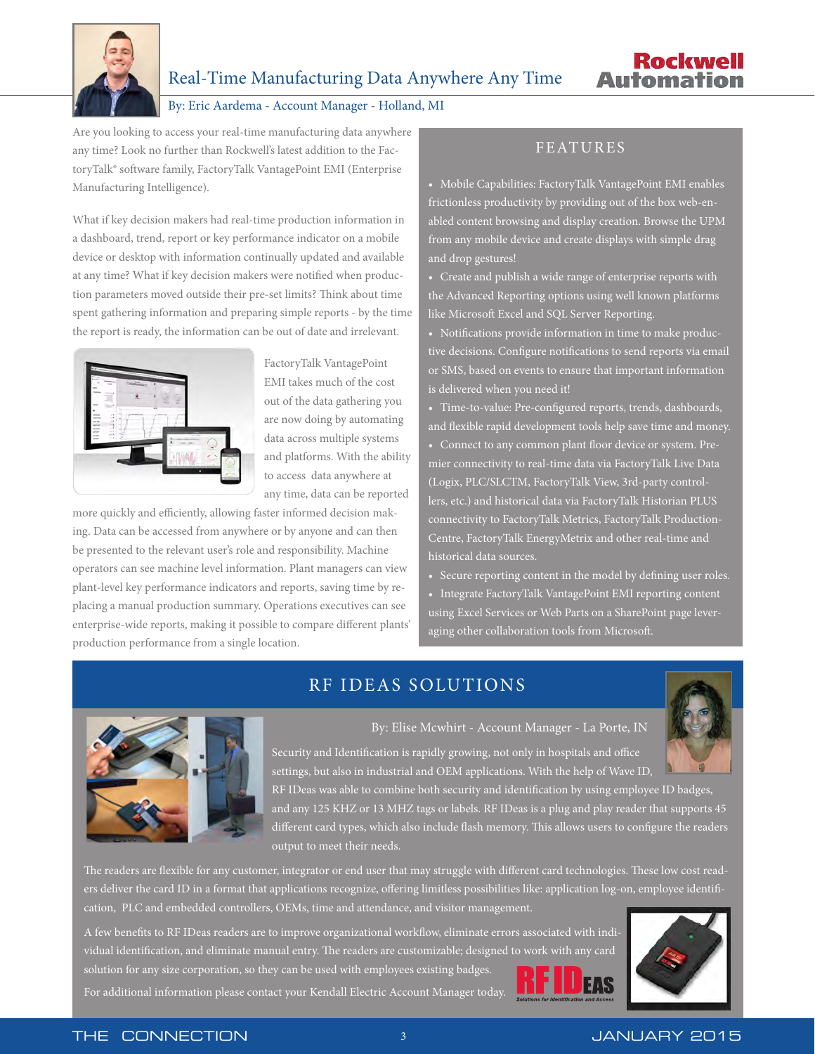## Real-Time Manufacturing Data Anywhere Any Time

By: Eric Aardema - Account Manager - Holland, MI

Are you looking to access your real-time manufacturing data anywhere any time? Look no further than Rockwell's latest addition to the FactoryTalk® software family, FactoryTalk VantagePoint EMI (Enterprise Manufacturing Intelligence).

What if key decision makers had real-time production information in a dashboard, trend, report or key performance indicator on a mobile device or desktop with information continually updated and available at any time? What if key decision makers were notified when production parameters moved outside their pre-set limits? Think about time spent gathering information and preparing simple reports - by the time the report is ready, the information can be out of date and irrelevant.

FactoryTalk VantagePoint EMI takes much of the cost out of the data gathering you are now doing by automating data across multiple systems and platforms. With the ability to access data anywhere at any time, data can be reported more quickly and efficiently, allowing faster informed decision making. Data can be accessed from anywhere or by anyone and can then be presented to the relevant user's role and responsibility. Machine operators can see machine level information. Plant managers can view plant-level key performance indicators and reports, saving time by replacing a manual production summary. Operations executives can see enterprise-wide reports, making it possible to compare different plants' production performance from a single location.

### FEATURES

- Mobile Capabilities: FactoryTalk VantagePoint EMI enables frictionless productivity by providing out of the box web-enabled content browsing and display creation. Browse the UPM from any mobile device and create displays with simple drag and drop gestures!
- Create and publish a wide range of enterprise reports with the Advanced Reporting options using well known platforms like Microsoft Excel and SQL Server Reporting.
- Notifications provide information in time to make productive decisions. Configure notifications to send reports via email or SMS, based on events to ensure that important information is delivered when you need it!
- Time-to-value: Pre-configured reports, trends, dashboards, and flexible rapid development tools help save time and money.
- Connect to any common plant floor device or system. Premier connectivity to real-time data via FactoryTalk Live Data (Logix, PLC/SLCTM, FactoryTalk View, 3rd-party controllers, etc.) and historical data via FactoryTalk Historian PLUS connectivity to FactoryTalk Metrics, FactoryTalk ProductionCentre, FactoryTalk EnergyMetrix and other real-time and historical data sources.
- Secure reporting content in the model by defining user roles.
- Integrate FactoryTalk VantagePoint EMI reporting content using Excel Services or Web Parts on a SharePoint page leveraging other collaboration tools from Microsoft.

## RF IDEAS SOLUTIONS

By: Elise Mcwhirt - Account Manager - La Porte, IN

Security and Identification is rapidly growing, not only in hospitals and office settings, but also in industrial and OEM applications. With the help of Wave ID, RF IDeas was able to combine both security and identification by using employee ID badges, and any 125 KHZ or 13 MHZ tags or labels. RF IDeas is a plug and play reader that supports 45 different card types, which also include flash memory. This allows users to configure the readers output to meet their needs.

The readers are flexible for any customer, integrator or end user that may struggle with different card technologies. These low cost readers deliver the card ID in a format that applications recognize, offering limitless possibilities like: application log-on, employee identification, PLC and embedded controllers, OEMs, time and attendance, and visitor management.

A few benefits to RF IDeas readers are to improve organizational workflow, eliminate errors associated with individual identification, and eliminate manual entry. The readers are customizable; designed to work with any card solution for any size corporation, so they can be used with employees existing badges.

For additional information please contact your Kendall Electric Account Manager today.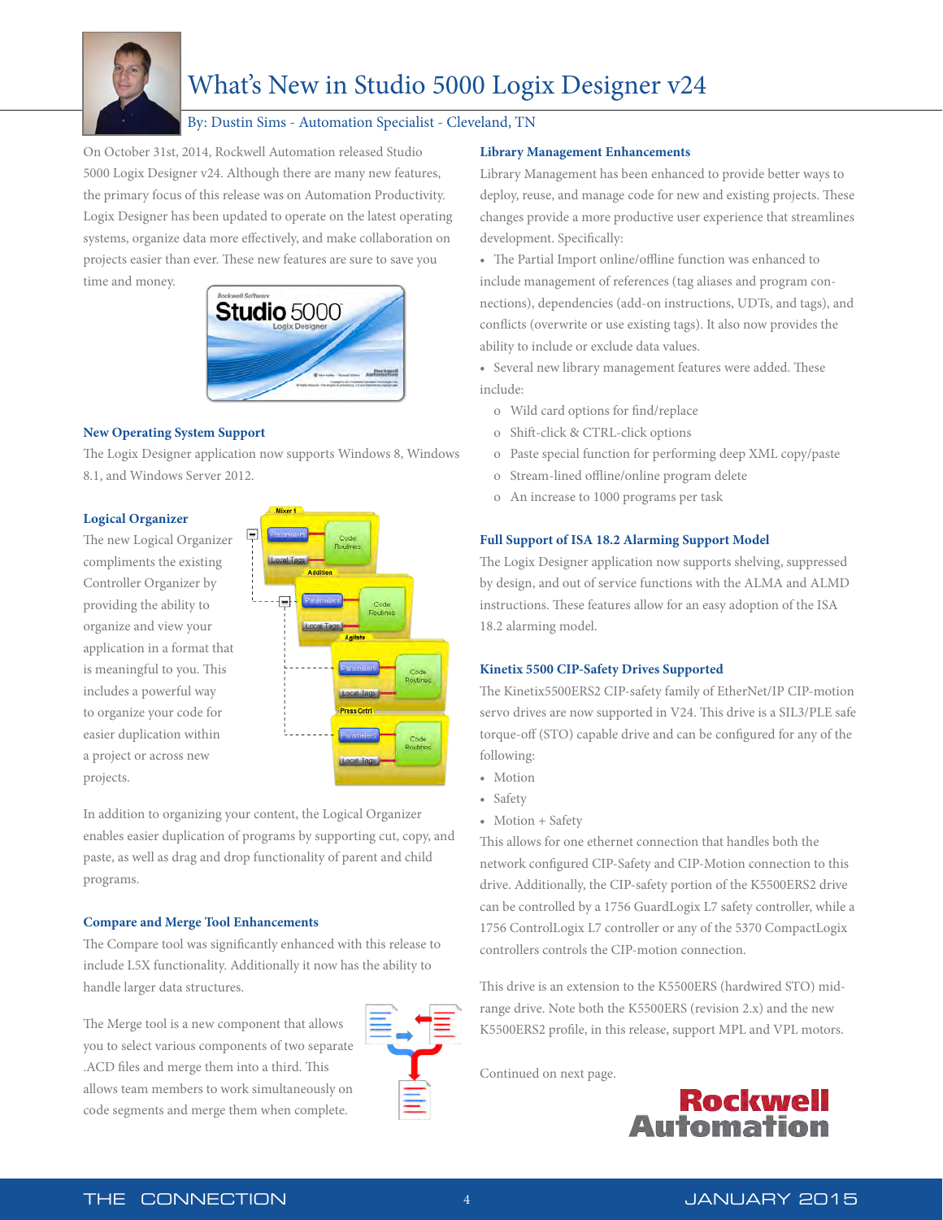# What's New in Studio 5000 Logix Designer v24

By: Dustin Sims - Automation Specialist - Cleveland, TN

On October 31st, 2014, Rockwell Automation released Studio 5000 Logix Designer v24. Although there are many new features, the primary focus of this release was on Automation Productivity. Logix Designer has been updated to operate on the latest operating systems, organize data more effectively, and make collaboration on projects easier than ever. These new features are sure to save you time and money.

### New Operating System Support

The Logix Designer application now supports Windows 8, Windows 8.1, and Windows Server 2012.

### Logical Organizer

The new Logical Organizer compliments the existing Controller Organizer by providing the ability to organize and view your application in a format that is meaningful to you. This includes a powerful way to organize your code for easier duplication within a project or across new projects.

In addition to organizing your content, the Logical Organizer enables easier duplication of programs by supporting cut, copy, and paste, as well as drag and drop functionality of parent and child programs.

### Compare and Merge Tool Enhancements

The Compare tool was significantly enhanced with this release to include L5X functionality. Additionally it now has the ability to handle larger data structures.

The Merge tool is a new component that allows you to select various components of two separate .ACD files and merge them into a third. This allows team members to work simultaneously on code segments and merge them when complete.

### Library Management Enhancements

Library Management has been enhanced to provide better ways to deploy, reuse, and manage code for new and existing projects. These changes provide a more productive user experience that streamlines development. Specifically:

- The Partial Import online/offline function was enhanced to include management of references (tag aliases and program connections), dependencies (add-on instructions, UDTs, and tags), and conflicts (overwrite or use existing tags). It also now provides the ability to include or exclude data values.
- Several new library management features were added. These include:
  - Wild card options for find/replace
  - Shift-click & CTRL-click options
  - Paste special function for performing deep XML copy/paste
  - Stream-lined offline/online program delete
  - An increase to 1000 programs per task

### Full Support of ISA 18.2 Alarming Support Model

The Logix Designer application now supports shelving, suppressed by design, and out of service functions with the ALMA and ALMD instructions. These features allow for an easy adoption of the ISA 18.2 alarming model.

### Kinetix 5500 CIP-Safety Drives Supported

The Kinetix5500ERS2 CIP-safety family of EtherNet/IP CIP-motion servo drives are now supported in V24. This drive is a SIL3/PLE safe torque-off (STO) capable drive and can be configured for any of the following:

- Motion
- Safety
- Motion + Safety

This allows for one ethernet connection that handles both the network configured CIP-Safety and CIP-Motion connection to this drive. Additionally, the CIP-safety portion of the K5500ERS2 drive can be controlled by a 1756 GuardLogix L7 safety controller, while a 1756 ControlLogix L7 controller or any of the 5370 CompactLogix controllers controls the CIP-motion connection.

This drive is an extension to the K5500ERS (hardwired STO) mid-range drive. Note both the K5500ERS (revision 2.x) and the new K5500ERS2 profile, in this release, support MPL and VPL motors.

Continued on next page.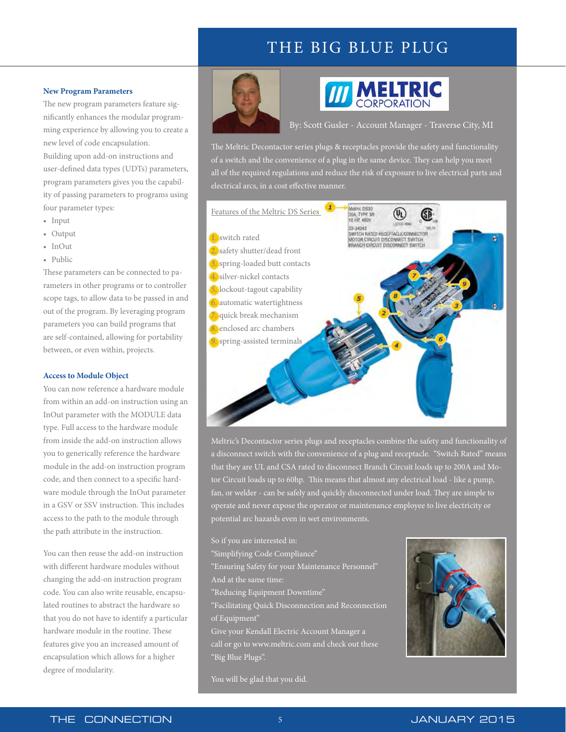### New Program Parameters

The new program parameters feature significantly enhances the modular programming experience by allowing you to create a new level of code encapsulation.

Building upon add-on instructions and user-defined data types (UDTs) parameters, program parameters gives you the capability of passing parameters to programs using four parameter types:

- Input
- Output
- InOut
- Public

These parameters can be connected to parameters in other programs or to controller scope tags, to allow data to be passed in and out of the program. By leveraging program parameters you can build programs that are self-contained, allowing for portability between, or even within, projects.

### Access to Module Object

You can now reference a hardware module from within an add-on instruction using an InOut parameter with the MODULE data type. Full access to the hardware module from inside the add-on instruction allows you to generically reference the hardware module in the add-on instruction program code, and then connect to a specific hardware module through the InOut parameter in a GSV or SSV instruction. This includes access to the path to the module through the path attribute in the instruction.

You can then reuse the add-on instruction with different hardware modules without changing the add-on instruction program code. You can also write reusable, encapsulated routines to abstract the hardware so that you do not have to identify a particular hardware module in the routine. These features give you an increased amount of encapsulation which allows for a higher degree of modularity.

# THE BIG BLUE PLUG

MELTRIC CORPORATION

By: Scott Gusler - Account Manager - Traverse City, MI

The Meltric Decontactor series plugs & receptacles provide the safety and functionality of a switch and the convenience of a plug in the same device. They can help you meet all of the required regulations and reduce the risk of exposure to live electrical parts and electrical arcs, in a cost effective manner.

Features of the Meltric DS Series

1. switch rated
2. safety shutter/dead front
3. spring-loaded butt contacts
4. silver-nickel contacts
5. lockout-tagout capability
6. automatic watertightness
7. quick break mechanism
8. enclosed arc chambers
9. spring-assisted terminals

Meltric's Decontactor series plugs and receptacles combine the safety and functionality of a disconnect switch with the convenience of a plug and receptacle. "Switch Rated" means that they are UL and CSA rated to disconnect Branch Circuit loads up to 200A and Motor Circuit loads up to 60hp. This means that almost any electrical load - like a pump, fan, or welder - can be safely and quickly disconnected under load. They are simple to operate and never expose the operator or maintenance employee to live electricity or potential arc hazards even in wet environments.

So if you are interested in:
"Simplifying Code Compliance"
"Ensuring Safety for your Maintenance Personnel"
And at the same time:
"Reducing Equipment Downtime"
"Facilitating Quick Disconnection and Reconnection of Equipment"
Give your Kendall Electric Account Manager a call or go to www.meltric.com and check out these "Big Blue Plugs".

You will be glad that you did.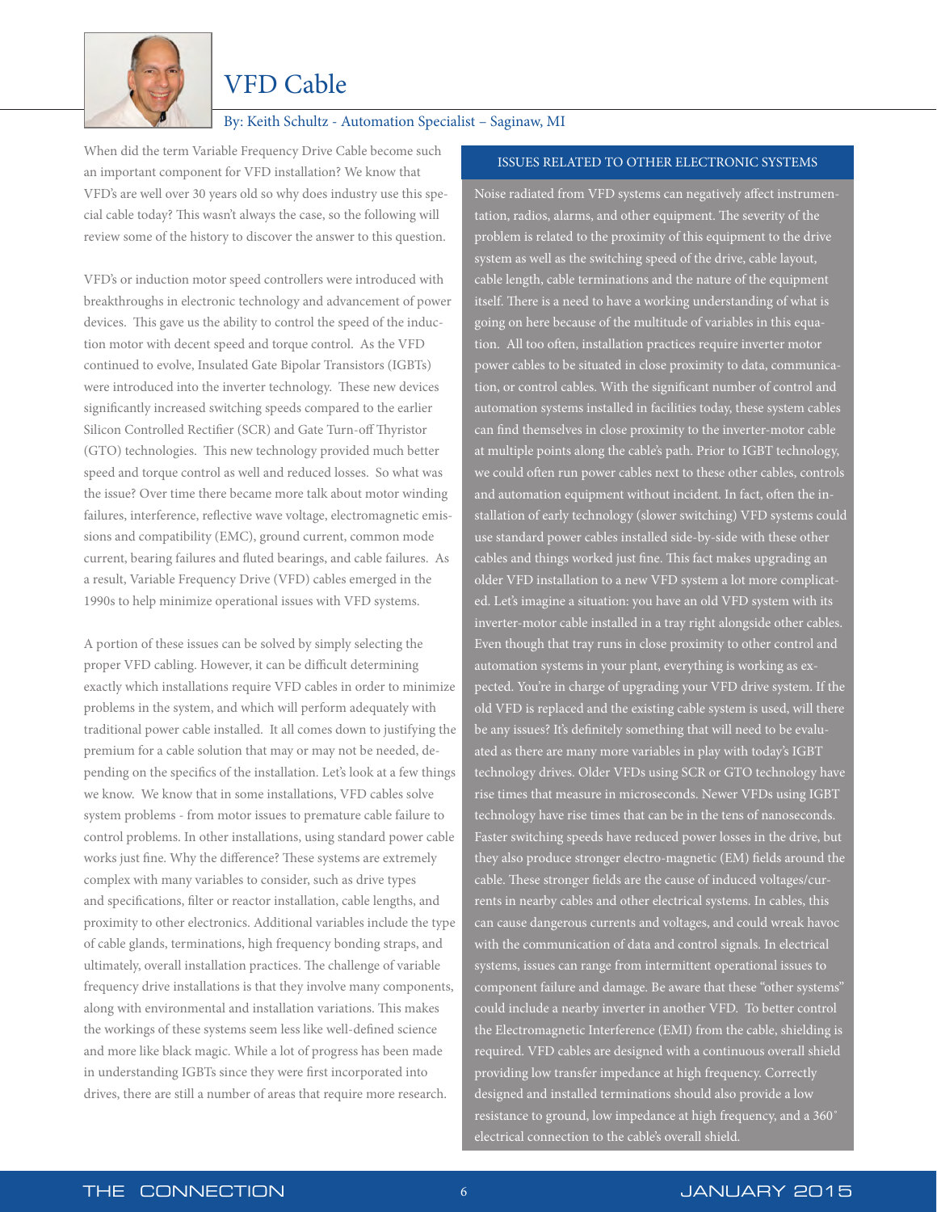# VFD Cable

By: Keith Schultz - Automation Specialist – Saginaw, MI

When did the term Variable Frequency Drive Cable become such an important component for VFD installation? We know that VFD's are well over 30 years old so why does industry use this special cable today? This wasn't always the case, so the following will review some of the history to discover the answer to this question.

VFD's or induction motor speed controllers were introduced with breakthroughs in electronic technology and advancement of power devices. This gave us the ability to control the speed of the induction motor with decent speed and torque control. As the VFD continued to evolve, Insulated Gate Bipolar Transistors (IGBTs) were introduced into the inverter technology. These new devices significantly increased switching speeds compared to the earlier Silicon Controlled Rectifier (SCR) and Gate Turn-off Thyristor (GTO) technologies. This new technology provided much better speed and torque control as well and reduced losses. So what was the issue? Over time there became more talk about motor winding failures, interference, reflective wave voltage, electromagnetic emissions and compatibility (EMC), ground current, common mode current, bearing failures and fluted bearings, and cable failures. As a result, Variable Frequency Drive (VFD) cables emerged in the 1990s to help minimize operational issues with VFD systems.

A portion of these issues can be solved by simply selecting the proper VFD cabling. However, it can be difficult determining exactly which installations require VFD cables in order to minimize problems in the system, and which will perform adequately with traditional power cable installed. It all comes down to justifying the premium for a cable solution that may or may not be needed, depending on the specifics of the installation. Let's look at a few things we know. We know that in some installations, VFD cables solve system problems - from motor issues to premature cable failure to control problems. In other installations, using standard power cable works just fine. Why the difference? These systems are extremely complex with many variables to consider, such as drive types and specifications, filter or reactor installation, cable lengths, and proximity to other electronics. Additional variables include the type of cable glands, terminations, high frequency bonding straps, and ultimately, overall installation practices. The challenge of variable frequency drive installations is that they involve many components, along with environmental and installation variations. This makes the workings of these systems seem less like well-defined science and more like black magic. While a lot of progress has been made in understanding IGBTs since they were first incorporated into drives, there are still a number of areas that require more research.

## ISSUES RELATED TO OTHER ELECTRONIC SYSTEMS

Noise radiated from VFD systems can negatively affect instrumentation, radios, alarms, and other equipment. The severity of the problem is related to the proximity of this equipment to the drive system as well as the switching speed of the drive, cable layout, cable length, cable terminations and the nature of the equipment itself. There is a need to have a working understanding of what is going on here because of the multitude of variables in this equation. All too often, installation practices require inverter motor power cables to be situated in close proximity to data, communication, or control cables. With the significant number of control and automation systems installed in facilities today, these system cables can find themselves in close proximity to the inverter-motor cable at multiple points along the cable's path. Prior to IGBT technology, we could often run power cables next to these other cables, controls and automation equipment without incident. In fact, often the installation of early technology (slower switching) VFD systems could use standard power cables installed side-by-side with these other cables and things worked just fine. This fact makes upgrading an older VFD installation to a new VFD system a lot more complicated. Let's imagine a situation: you have an old VFD system with its inverter-motor cable installed in a tray right alongside other cables. Even though that tray runs in close proximity to other control and automation systems in your plant, everything is working as expected. You're in charge of upgrading your VFD drive system. If the old VFD is replaced and the existing cable system is used, will there be any issues? It's definitely something that will need to be evaluated as there are many more variables in play with today's IGBT technology drives. Older VFDs using SCR or GTO technology have rise times that measure in microseconds. Newer VFDs using IGBT technology have rise times that can be in the tens of nanoseconds. Faster switching speeds have reduced power losses in the drive, but they also produce stronger electro-magnetic (EM) fields around the cable. These stronger fields are the cause of induced voltages/currents in nearby cables and other electrical systems. In cables, this can cause dangerous currents and voltages, and could wreak havoc with the communication of data and control signals. In electrical systems, issues can range from intermittent operational issues to component failure and damage. Be aware that these "other systems" could include a nearby inverter in another VFD. To better control the Electromagnetic Interference (EMI) from the cable, shielding is required. VFD cables are designed with a continuous overall shield providing low transfer impedance at high frequency. Correctly designed and installed terminations should also provide a low resistance to ground, low impedance at high frequency, and a 360˚ electrical connection to the cable's overall shield.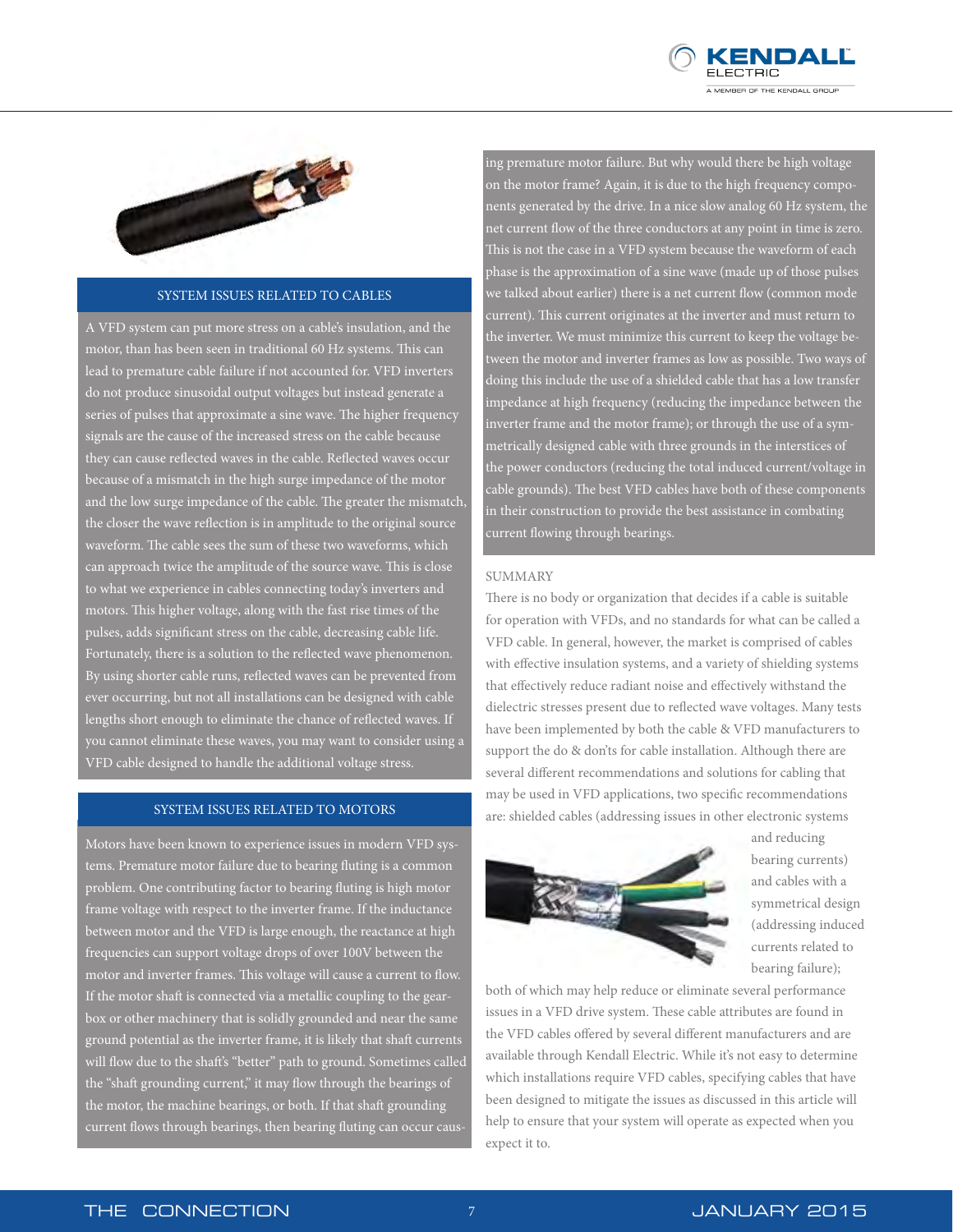## SYSTEM ISSUES RELATED TO CABLES

A VFD system can put more stress on a cable's insulation, and the motor, than has been seen in traditional 60 Hz systems. This can lead to premature cable failure if not accounted for. VFD inverters do not produce sinusoidal output voltages but instead generate a series of pulses that approximate a sine wave. The higher frequency signals are the cause of the increased stress on the cable because they can cause reflected waves in the cable. Reflected waves occur because of a mismatch in the high surge impedance of the motor and the low surge impedance of the cable. The greater the mismatch, the closer the wave reflection is in amplitude to the original source waveform. The cable sees the sum of these two waveforms, which can approach twice the amplitude of the source wave. This is close to what we experience in cables connecting today's inverters and motors. This higher voltage, along with the fast rise times of the pulses, adds significant stress on the cable, decreasing cable life. Fortunately, there is a solution to the reflected wave phenomenon. By using shorter cable runs, reflected waves can be prevented from ever occurring, but not all installations can be designed with cable lengths short enough to eliminate the chance of reflected waves. If you cannot eliminate these waves, you may want to consider using a VFD cable designed to handle the additional voltage stress.

## SYSTEM ISSUES RELATED TO MOTORS

Motors have been known to experience issues in modern VFD systems. Premature motor failure due to bearing fluting is a common problem. One contributing factor to bearing fluting is high motor frame voltage with respect to the inverter frame. If the inductance between motor and the VFD is large enough, the reactance at high frequencies can support voltage drops of over 100V between the motor and inverter frames. This voltage will cause a current to flow. If the motor shaft is connected via a metallic coupling to the gearbox or other machinery that is solidly grounded and near the same ground potential as the inverter frame, it is likely that shaft currents will flow due to the shaft's "better" path to ground. Sometimes called the "shaft grounding current," it may flow through the bearings of the motor, the machine bearings, or both. If that shaft grounding current flows through bearings, then bearing fluting can occur causing premature motor failure. But why would there be high voltage on the motor frame? Again, it is due to the high frequency components generated by the drive. In a nice slow analog 60 Hz system, the net current flow of the three conductors at any point in time is zero. This is not the case in a VFD system because the waveform of each phase is the approximation of a sine wave (made up of those pulses we talked about earlier) there is a net current flow (common mode current). This current originates at the inverter and must return to the inverter. We must minimize this current to keep the voltage between the motor and inverter frames as low as possible. Two ways of doing this include the use of a shielded cable that has a low transfer impedance at high frequency (reducing the impedance between the inverter frame and the motor frame); or through the use of a symmetrically designed cable with three grounds in the interstices of the power conductors (reducing the total induced current/voltage in cable grounds). The best VFD cables have both of these components in their construction to provide the best assistance in combating current flowing through bearings.

## SUMMARY

There is no body or organization that decides if a cable is suitable for operation with VFDs, and no standards for what can be called a VFD cable. In general, however, the market is comprised of cables with effective insulation systems, and a variety of shielding systems that effectively reduce radiant noise and effectively withstand the dielectric stresses present due to reflected wave voltages. Many tests have been implemented by both the cable & VFD manufacturers to support the do & don'ts for cable installation. Although there are several different recommendations and solutions for cabling that may be used in VFD applications, two specific recommendations are: shielded cables (addressing issues in other electronic systems and reducing bearing currents) and cables with a symmetrical design (addressing induced currents related to bearing failure); both of which may help reduce or eliminate several performance issues in a VFD drive system. These cable attributes are found in the VFD cables offered by several different manufacturers and are available through Kendall Electric. While it's not easy to determine which installations require VFD cables, specifying cables that have been designed to mitigate the issues as discussed in this article will help to ensure that your system will operate as expected when you expect it to.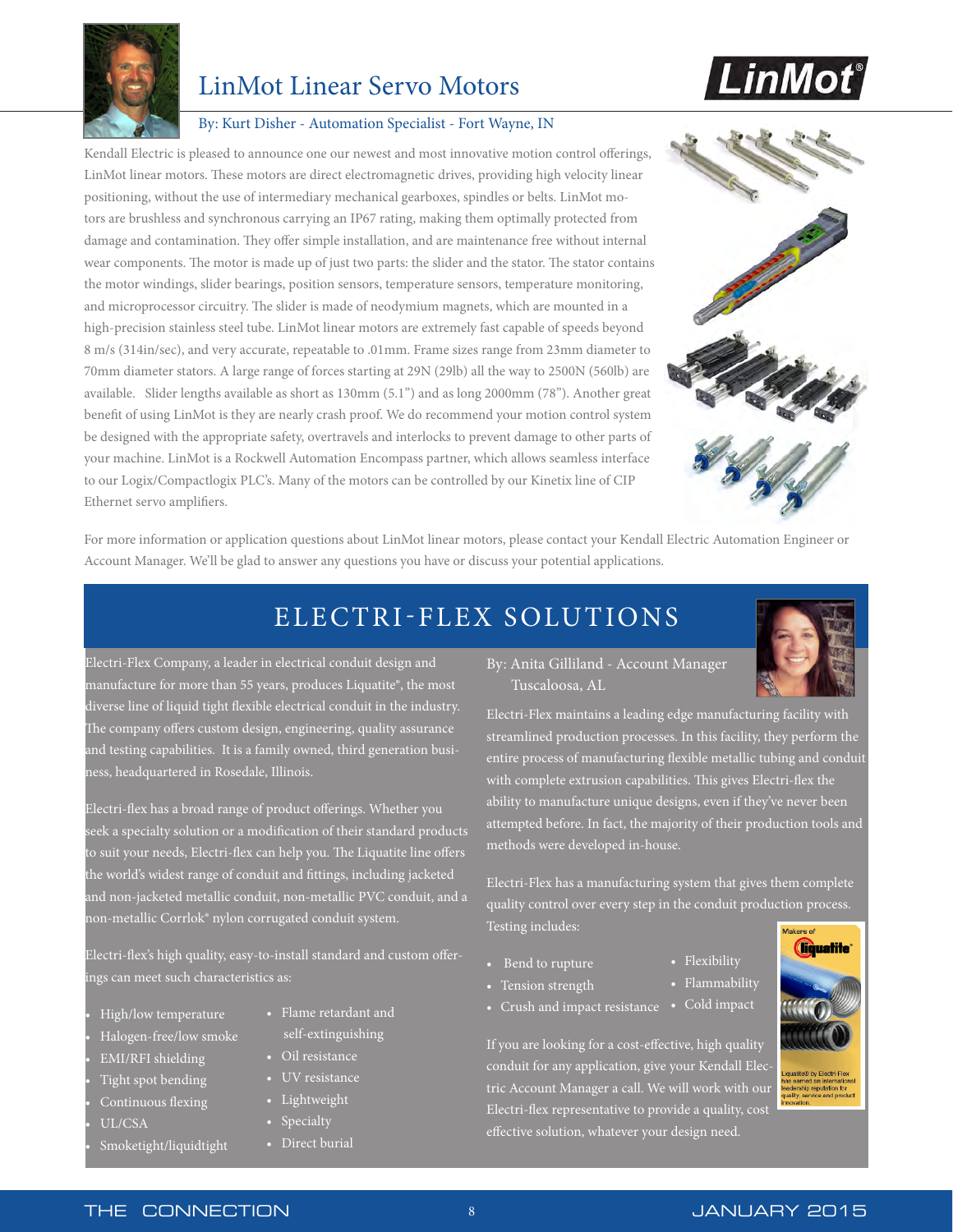# LinMot Linear Servo Motors

By: Kurt Disher - Automation Specialist - Fort Wayne, IN

Kendall Electric is pleased to announce one our newest and most innovative motion control offerings, LinMot linear motors. These motors are direct electromagnetic drives, providing high velocity linear positioning, without the use of intermediary mechanical gearboxes, spindles or belts. LinMot motors are brushless and synchronous carrying an IP67 rating, making them optimally protected from damage and contamination. They offer simple installation, and are maintenance free without internal wear components. The motor is made up of just two parts: the slider and the stator. The stator contains the motor windings, slider bearings, position sensors, temperature sensors, temperature monitoring, and microprocessor circuitry. The slider is made of neodymium magnets, which are mounted in a high-precision stainless steel tube. LinMot linear motors are extremely fast capable of speeds beyond 8 m/s (314in/sec), and very accurate, repeatable to .01mm. Frame sizes range from 23mm diameter to 70mm diameter stators. A large range of forces starting at 29N (29lb) all the way to 2500N (560lb) are available. Slider lengths available as short as 130mm (5.1") and as long 2000mm (78"). Another great benefit of using LinMot is they are nearly crash proof. We do recommend your motion control system be designed with the appropriate safety, overtravels and interlocks to prevent damage to other parts of your machine. LinMot is a Rockwell Automation Encompass partner, which allows seamless interface to our Logix/Compactlogix PLC's. Many of the motors can be controlled by our Kinetix line of CIP Ethernet servo amplifiers.

For more information or application questions about LinMot linear motors, please contact your Kendall Electric Automation Engineer or Account Manager. We'll be glad to answer any questions you have or discuss your potential applications.

# ELECTRI-FLEX SOLUTIONS

By: Anita Gilliland - Account Manager Tuscaloosa, AL

Electri-Flex Company, a leader in electrical conduit design and manufacture for more than 55 years, produces Liquatite®, the most diverse line of liquid tight flexible electrical conduit in the industry. The company offers custom design, engineering, quality assurance and testing capabilities. It is a family owned, third generation business, headquartered in Rosedale, Illinois.

Electri-flex has a broad range of product offerings. Whether you seek a specialty solution or a modification of their standard products to suit your needs, Electri-flex can help you. The Liquatite line offers the world's widest range of conduit and fittings, including jacketed and non-jacketed metallic conduit, non-metallic PVC conduit, and a non-metallic Corrlok® nylon corrugated conduit system.

Electri-flex's high quality, easy-to-install standard and custom offerings can meet such characteristics as:

- High/low temperature
- Halogen-free/low smoke
- EMI/RFI shielding
- Tight spot bending
- Continuous flexing
- UL/CSA
- Smoketight/liquidtight
- Flame retardant and self-extinguishing
- Oil resistance
- UV resistance
- Lightweight
- Specialty
- Direct burial

Electri-Flex maintains a leading edge manufacturing facility with streamlined production processes. In this facility, they perform the entire process of manufacturing flexible metallic tubing and conduit with complete extrusion capabilities. This gives Electri-flex the ability to manufacture unique designs, even if they've never been attempted before. In fact, the majority of their production tools and methods were developed in-house.

Electri-Flex has a manufacturing system that gives them complete quality control over every step in the conduit production process. Testing includes:

- Bend to rupture
- Tension strength
- Crush and impact resistance
- Flexibility
- Flammability
- Cold impact

If you are looking for a cost-effective, high quality conduit for any application, give your Kendall Electric Account Manager a call. We will work with our Electri-flex representative to provide a quality, cost effective solution, whatever your design need.

Makers of Liquatite®

Liquatite® by Electri-Flex has earned an international leadership reputation for quality, service and product innovation.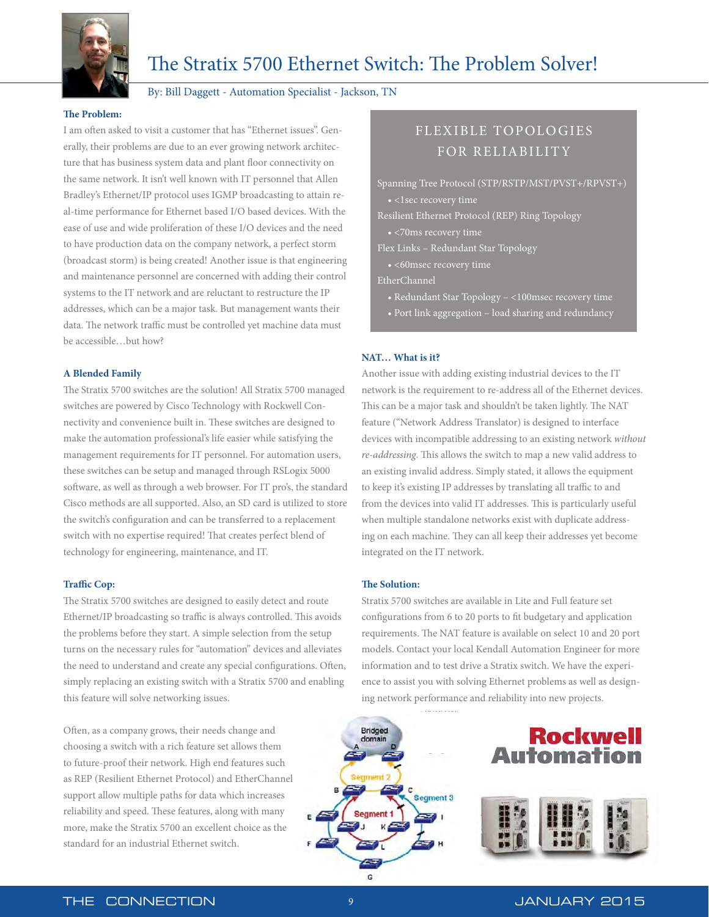# The Stratix 5700 Ethernet Switch: The Problem Solver!

By: Bill Daggett - Automation Specialist - Jackson, TN

### The Problem:

I am often asked to visit a customer that has "Ethernet issues". Generally, their problems are due to an ever growing network architecture that has business system data and plant floor connectivity on the same network. It isn't well known with IT personnel that Allen Bradley's Ethernet/IP protocol uses IGMP broadcasting to attain real-time performance for Ethernet based I/O based devices. With the ease of use and wide proliferation of these I/O devices and the need to have production data on the company network, a perfect storm (broadcast storm) is being created! Another issue is that engineering and maintenance personnel are concerned with adding their control systems to the IT network and are reluctant to restructure the IP addresses, which can be a major task. But management wants their data. The network traffic must be controlled yet machine data must be accessible…but how?

### A Blended Family

The Stratix 5700 switches are the solution! All Stratix 5700 managed switches are powered by Cisco Technology with Rockwell Connectivity and convenience built in. These switches are designed to make the automation professional's life easier while satisfying the management requirements for IT personnel. For automation users, these switches can be setup and managed through RSLogix 5000 software, as well as through a web browser. For IT pro's, the standard Cisco methods are all supported. Also, an SD card is utilized to store the switch's configuration and can be transferred to a replacement switch with no expertise required! That creates perfect blend of technology for engineering, maintenance, and IT.

### Traffic Cop:

The Stratix 5700 switches are designed to easily detect and route Ethernet/IP broadcasting so traffic is always controlled. This avoids the problems before they start. A simple selection from the setup turns on the necessary rules for "automation" devices and alleviates the need to understand and create any special configurations. Often, simply replacing an existing switch with a Stratix 5700 and enabling this feature will solve networking issues.

Often, as a company grows, their needs change and choosing a switch with a rich feature set allows them to future-proof their network. High end features such as REP (Resilient Ethernet Protocol) and EtherChannel support allow multiple paths for data which increases reliability and speed. These features, along with many more, make the Stratix 5700 an excellent choice as the standard for an industrial Ethernet switch.

## FLEXIBLE TOPOLOGIES FOR RELIABILITY

Spanning Tree Protocol (STP/RSTP/MST/PVST+/RPVST+)
- <1sec recovery time

Resilient Ethernet Protocol (REP) Ring Topology
- <70ms recovery time

Flex Links – Redundant Star Topology
- <60msec recovery time

EtherChannel
- Redundant Star Topology – <100msec recovery time
- Port link aggregation – load sharing and redundancy

### NAT… What is it?

Another issue with adding existing industrial devices to the IT network is the requirement to re-address all of the Ethernet devices. This can be a major task and shouldn't be taken lightly. The NAT feature ("Network Address Translator) is designed to interface devices with incompatible addressing to an existing network *without re-addressing*. This allows the switch to map a new valid address to an existing invalid address. Simply stated, it allows the equipment to keep it's existing IP addresses by translating all traffic to and from the devices into valid IT addresses. This is particularly useful when multiple standalone networks exist with duplicate addressing on each machine. They can all keep their addresses yet become integrated on the IT network.

### The Solution:

Stratix 5700 switches are available in Lite and Full feature set configurations from 6 to 20 ports to fit budgetary and application requirements. The NAT feature is available on select 10 and 20 port models. Contact your local Kendall Automation Engineer for more information and to test drive a Stratix switch. We have the experience to assist you with solving Ethernet problems as well as designing network performance and reliability into new projects.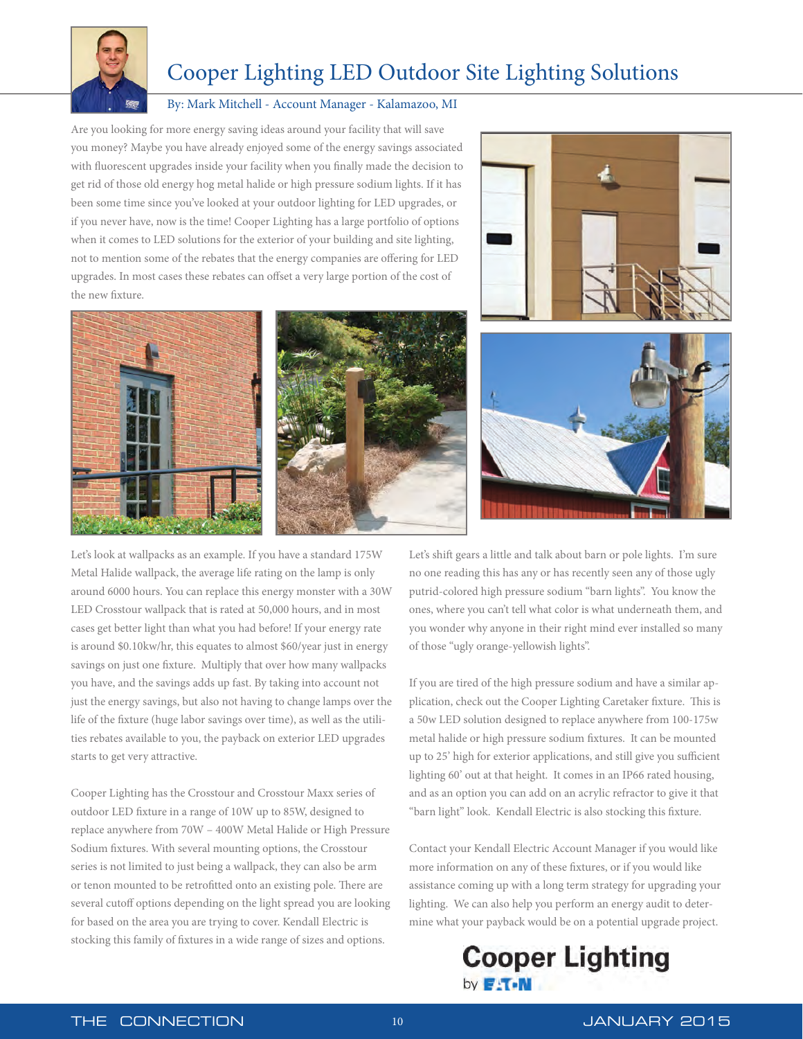# Cooper Lighting LED Outdoor Site Lighting Solutions

By: Mark Mitchell - Account Manager - Kalamazoo, MI

Are you looking for more energy saving ideas around your facility that will save you money? Maybe you have already enjoyed some of the energy savings associated with fluorescent upgrades inside your facility when you finally made the decision to get rid of those old energy hog metal halide or high pressure sodium lights. If it has been some time since you've looked at your outdoor lighting for LED upgrades, or if you never have, now is the time! Cooper Lighting has a large portfolio of options when it comes to LED solutions for the exterior of your building and site lighting, not to mention some of the rebates that the energy companies are offering for LED upgrades. In most cases these rebates can offset a very large portion of the cost of the new fixture.

Let's look at wallpacks as an example. If you have a standard 175W Metal Halide wallpack, the average life rating on the lamp is only around 6000 hours. You can replace this energy monster with a 30W LED Crosstour wallpack that is rated at 50,000 hours, and in most cases get better light than what you had before! If your energy rate is around $0.10kw/hr, this equates to almost $60/year just in energy savings on just one fixture. Multiply that over how many wallpacks you have, and the savings adds up fast. By taking into account not just the energy savings, but also not having to change lamps over the life of the fixture (huge labor savings over time), as well as the utilities rebates available to you, the payback on exterior LED upgrades starts to get very attractive.

Cooper Lighting has the Crosstour and Crosstour Maxx series of outdoor LED fixture in a range of 10W up to 85W, designed to replace anywhere from 70W – 400W Metal Halide or High Pressure Sodium fixtures. With several mounting options, the Crosstour series is not limited to just being a wallpack, they can also be arm or tenon mounted to be retrofitted onto an existing pole. There are several cutoff options depending on the light spread you are looking for based on the area you are trying to cover. Kendall Electric is stocking this family of fixtures in a wide range of sizes and options.

Let's shift gears a little and talk about barn or pole lights. I'm sure no one reading this has any or has recently seen any of those ugly putrid-colored high pressure sodium "barn lights". You know the ones, where you can't tell what color is what underneath them, and you wonder why anyone in their right mind ever installed so many of those "ugly orange-yellowish lights".

If you are tired of the high pressure sodium and have a similar application, check out the Cooper Lighting Caretaker fixture. This is a 50w LED solution designed to replace anywhere from 100-175w metal halide or high pressure sodium fixtures. It can be mounted up to 25' high for exterior applications, and still give you sufficient lighting 60' out at that height. It comes in an IP66 rated housing, and as an option you can add on an acrylic refractor to give it that "barn light" look. Kendall Electric is also stocking this fixture.

Contact your Kendall Electric Account Manager if you would like more information on any of these fixtures, or if you would like assistance coming up with a long term strategy for upgrading your lighting. We can also help you perform an energy audit to determine what your payback would be on a potential upgrade project.

Cooper Lighting by EATON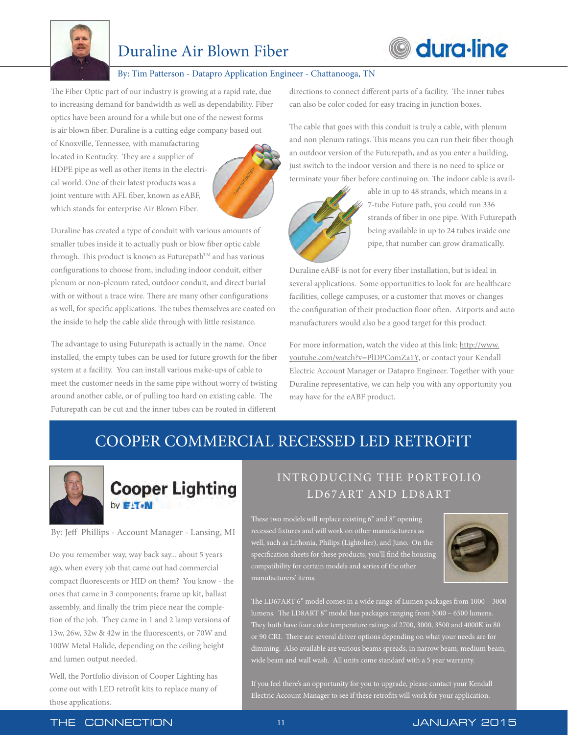# Duraline Air Blown Fiber

By: Tim Patterson - Datapro Application Engineer - Chattanooga, TN

The Fiber Optic part of our industry is growing at a rapid rate, due to increasing demand for bandwidth as well as dependability. Fiber optics have been around for a while but one of the newest forms is air blown fiber. Duraline is a cutting edge company based out of Knoxville, Tennessee, with manufacturing located in Kentucky. They are a supplier of HDPE pipe as well as other items in the electrical world. One of their latest products was a joint venture with AFL fiber, known as eABF, which stands for enterprise Air Blown Fiber.

Duraline has created a type of conduit with various amounts of smaller tubes inside it to actually push or blow fiber optic cable through. This product is known as Futurepath™ and has various configurations to choose from, including indoor conduit, either plenum or non-plenum rated, outdoor conduit, and direct burial with or without a trace wire. There are many other configurations as well, for specific applications. The tubes themselves are coated on the inside to help the cable slide through with little resistance.

The advantage to using Futurepath is actually in the name. Once installed, the empty tubes can be used for future growth for the fiber system at a facility. You can install various make-ups of cable to meet the customer needs in the same pipe without worry of twisting around another cable, or of pulling too hard on existing cable. The Futurepath can be cut and the inner tubes can be routed in different directions to connect different parts of a facility. The inner tubes can also be color coded for easy tracing in junction boxes.

The cable that goes with this conduit is truly a cable, with plenum and non plenum ratings. This means you can run their fiber though an outdoor version of the Futurepath, and as you enter a building, just switch to the indoor version and there is no need to splice or terminate your fiber before continuing on. The indoor cable is available in up to 48 strands, which means in a 7-tube Future path, you could run 336 strands of fiber in one pipe. With Futurepath being available in up to 24 tubes inside one pipe, that number can grow dramatically.

Duraline eABF is not for every fiber installation, but is ideal in several applications. Some opportunities to look for are healthcare facilities, college campuses, or a customer that moves or changes the configuration of their production floor often. Airports and auto manufacturers would also be a good target for this product.

For more information, watch the video at this link: http://www.youtube.com/watch?v=PlDPComZa1Y, or contact your Kendall Electric Account Manager or Datapro Engineer. Together with your Duraline representative, we can help you with any opportunity you may have for the eABF product.

# COOPER COMMERCIAL RECESSED LED RETROFIT

Cooper Lighting by EATON

By: Jeff Phillips - Account Manager - Lansing, MI

Do you remember way, way back say... about 5 years ago, when every job that came out had commercial compact fluorescents or HID on them? You know - the ones that came in 3 components; frame up kit, ballast assembly, and finally the trim piece near the completion of the job. They came in 1 and 2 lamp versions of 13w, 26w, 32w & 42w in the fluorescents, or 70W and 100W Metal Halide, depending on the ceiling height and lumen output needed.

Well, the Portfolio division of Cooper Lighting has come out with LED retrofit kits to replace many of those applications.

## INTRODUCING THE PORTFOLIO LD67ART AND LD8ART

These two models will replace existing 6" and 8" opening recessed fixtures and will work on other manufacturers as well, such as Lithonia, Philips (Lightolier), and Juno. On the specification sheets for these products, you'll find the housing compatibility for certain models and series of the other manufacturers' items.

The LD67ART 6" model comes in a wide range of Lumen packages from 1000 – 3000 lumens. The LD8ART 8" model has packages ranging from 3000 – 6500 lumens. They both have four color temperature ratings of 2700, 3000, 3500 and 4000K in 80 or 90 CRI. There are several driver options depending on what your needs are for dimming. Also available are various beams spreads, in narrow beam, medium beam, wide beam and wall wash. All units come standard with a 5 year warranty.

If you feel there's an opportunity for you to upgrade, please contact your Kendall Electric Account Manager to see if these retrofits will work for your application.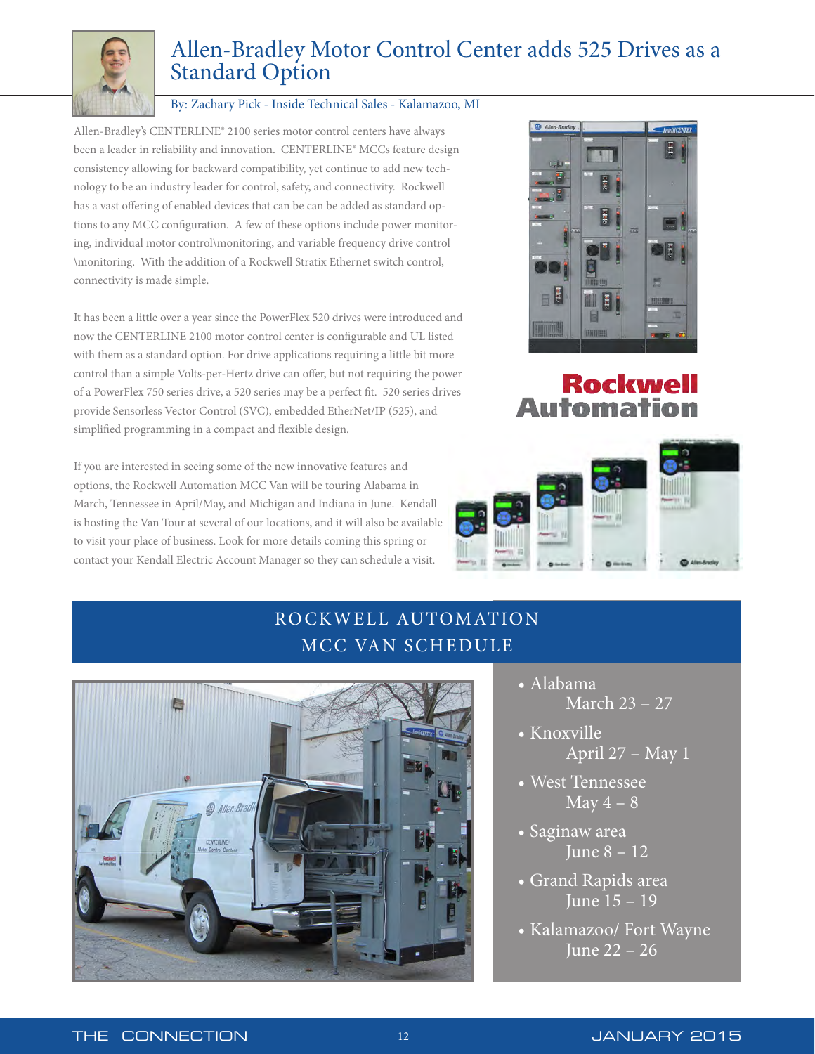# Allen-Bradley Motor Control Center adds 525 Drives as a Standard Option

By: Zachary Pick - Inside Technical Sales - Kalamazoo, MI

Allen-Bradley's CENTERLINE® 2100 series motor control centers have always been a leader in reliability and innovation. CENTERLINE® MCCs feature design consistency allowing for backward compatibility, yet continue to add new technology to be an industry leader for control, safety, and connectivity. Rockwell has a vast offering of enabled devices that can be can be added as standard options to any MCC configuration. A few of these options include power monitoring, individual motor control\monitoring, and variable frequency drive control \monitoring. With the addition of a Rockwell Stratix Ethernet switch control, connectivity is made simple.

It has been a little over a year since the PowerFlex 520 drives were introduced and now the CENTERLINE 2100 motor control center is configurable and UL listed with them as a standard option. For drive applications requiring a little bit more control than a simple Volts-per-Hertz drive can offer, but not requiring the power of a PowerFlex 750 series drive, a 520 series may be a perfect fit. 520 series drives provide Sensorless Vector Control (SVC), embedded EtherNet/IP (525), and simplified programming in a compact and flexible design.

If you are interested in seeing some of the new innovative features and options, the Rockwell Automation MCC Van will be touring Alabama in March, Tennessee in April/May, and Michigan and Indiana in June. Kendall is hosting the Van Tour at several of our locations, and it will also be available to visit your place of business. Look for more details coming this spring or contact your Kendall Electric Account Manager so they can schedule a visit.

## ROCKWELL AUTOMATION MCC VAN SCHEDULE

- Alabama
  March 23 – 27
- Knoxville
  April 27 – May 1
- West Tennessee
  May 4 – 8
- Saginaw area
  June 8 – 12
- Grand Rapids area
  June 15 – 19
- Kalamazoo/ Fort Wayne
  June 22 – 26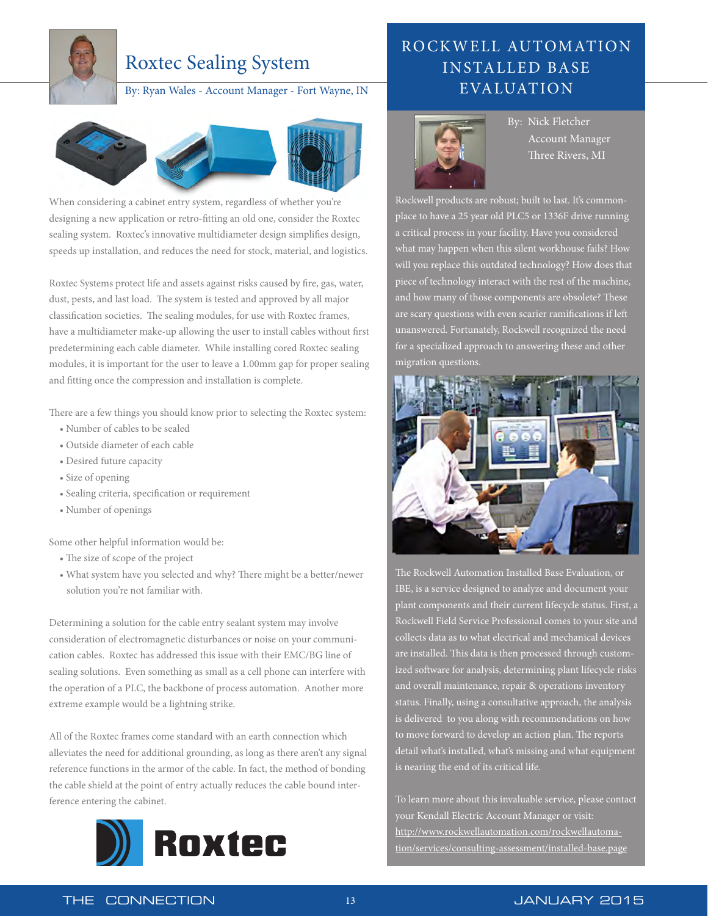# Roxtec Sealing System

By: Ryan Wales - Account Manager - Fort Wayne, IN

When considering a cabinet entry system, regardless of whether you're designing a new application or retro-fitting an old one, consider the Roxtec sealing system. Roxtec's innovative multidiameter design simplifies design, speeds up installation, and reduces the need for stock, material, and logistics.

Roxtec Systems protect life and assets against risks caused by fire, gas, water, dust, pests, and last load. The system is tested and approved by all major classification societies. The sealing modules, for use with Roxtec frames, have a multidiameter make-up allowing the user to install cables without first predetermining each cable diameter. While installing cored Roxtec sealing modules, it is important for the user to leave a 1.00mm gap for proper sealing and fitting once the compression and installation is complete.

There are a few things you should know prior to selecting the Roxtec system:

- Number of cables to be sealed
- Outside diameter of each cable
- Desired future capacity
- Size of opening
- Sealing criteria, specification or requirement
- Number of openings

Some other helpful information would be:

- The size of scope of the project
- What system have you selected and why? There might be a better/newer solution you're not familiar with.

Determining a solution for the cable entry sealant system may involve consideration of electromagnetic disturbances or noise on your communication cables. Roxtec has addressed this issue with their EMC/BG line of sealing solutions. Even something as small as a cell phone can interfere with the operation of a PLC, the backbone of process automation. Another more extreme example would be a lightning strike.

All of the Roxtec frames come standard with an earth connection which alleviates the need for additional grounding, as long as there aren't any signal reference functions in the armor of the cable. In fact, the method of bonding the cable shield at the point of entry actually reduces the cable bound interference entering the cabinet.

# ROCKWELL AUTOMATION INSTALLED BASE EVALUATION

By: Nick Fletcher
Account Manager
Three Rivers, MI

Rockwell products are robust; built to last. It's commonplace to have a 25 year old PLC5 or 1336F drive running a critical process in your facility. Have you considered what may happen when this silent workhouse fails? How will you replace this outdated technology? How does that piece of technology interact with the rest of the machine, and how many of those components are obsolete? These are scary questions with even scarier ramifications if left unanswered. Fortunately, Rockwell recognized the need for a specialized approach to answering these and other migration questions.

The Rockwell Automation Installed Base Evaluation, or IBE, is a service designed to analyze and document your plant components and their current lifecycle status. First, a Rockwell Field Service Professional comes to your site and collects data as to what electrical and mechanical devices are installed. This data is then processed through customized software for analysis, determining plant lifecycle risks and overall maintenance, repair & operations inventory status. Finally, using a consultative approach, the analysis is delivered to you along with recommendations on how to move forward to develop an action plan. The reports detail what's installed, what's missing and what equipment is nearing the end of its critical life.

To learn more about this invaluable service, please contact your Kendall Electric Account Manager or visit: http://www.rockwellautomation.com/rockwellautomation/services/consulting-assessment/installed-base.page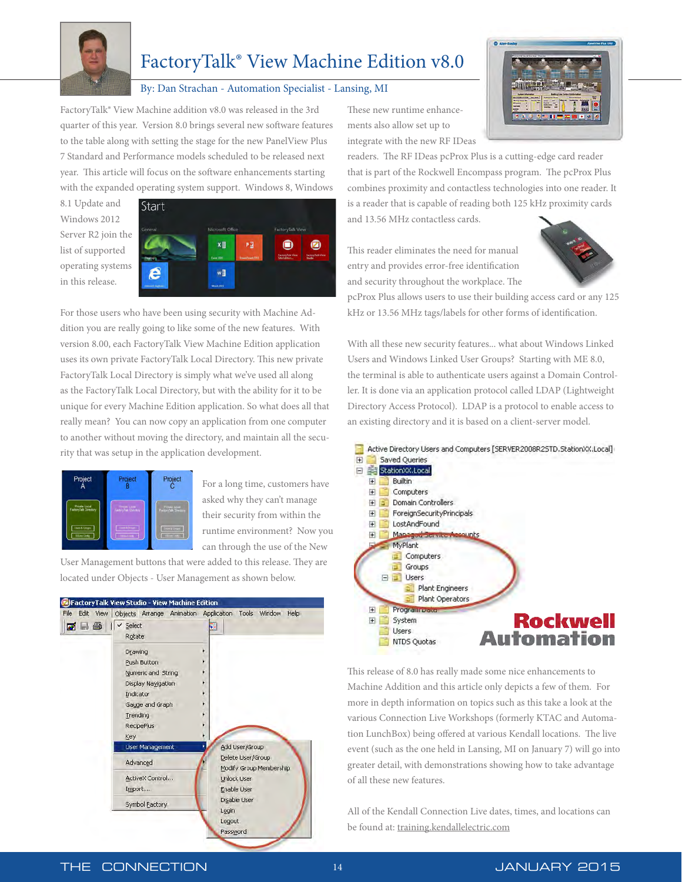# FactoryTalk® View Machine Edition v8.0

By: Dan Strachan - Automation Specialist - Lansing, MI

FactoryTalk® View Machine addition v8.0 was released in the 3rd quarter of this year. Version 8.0 brings several new software features to the table along with setting the stage for the new PanelView Plus 7 Standard and Performance models scheduled to be released next year. This article will focus on the software enhancements starting with the expanded operating system support. Windows 8, Windows 8.1 Update and Windows 2012 Server R2 join the list of supported operating systems in this release.

For those users who have been using security with Machine Addition you are really going to like some of the new features. With version 8.00, each FactoryTalk View Machine Edition application uses its own private FactoryTalk Local Directory. This new private FactoryTalk Local Directory is simply what we've used all along as the FactoryTalk Local Directory, but with the ability for it to be unique for every Machine Edition application. So what does all that really mean? You can now copy an application from one computer to another without moving the directory, and maintain all the security that was setup in the application development.

For a long time, customers have asked why they can't manage their security from within the runtime environment? Now you can through the use of the New User Management buttons that were added to this release. They are located under Objects - User Management as shown below.

These new runtime enhancements also allow set up to integrate with the new RF IDeas readers. The RF IDeas pcProx Plus is a cutting-edge card reader that is part of the Rockwell Encompass program. The pcProx Plus combines proximity and contactless technologies into one reader. It is a reader that is capable of reading both 125 kHz proximity cards and 13.56 MHz contactless cards.

This reader eliminates the need for manual entry and provides error-free identification and security throughout the workplace. The pcProx Plus allows users to use their building access card or any 125 kHz or 13.56 MHz tags/labels for other forms of identification.

With all these new security features... what about Windows Linked Users and Windows Linked User Groups? Starting with ME 8.0, the terminal is able to authenticate users against a Domain Controller. It is done via an application protocol called LDAP (Lightweight Directory Access Protocol). LDAP is a protocol to enable access to an existing directory and it is based on a client-server model.

This release of 8.0 has really made some nice enhancements to Machine Addition and this article only depicts a few of them. For more in depth information on topics such as this take a look at the various Connection Live Workshops (formerly KTAC and Automation LunchBox) being offered at various Kendall locations. The live event (such as the one held in Lansing, MI on January 7) will go into greater detail, with demonstrations showing how to take advantage of all these new features.

All of the Kendall Connection Live dates, times, and locations can be found at: training.kendallelectric.com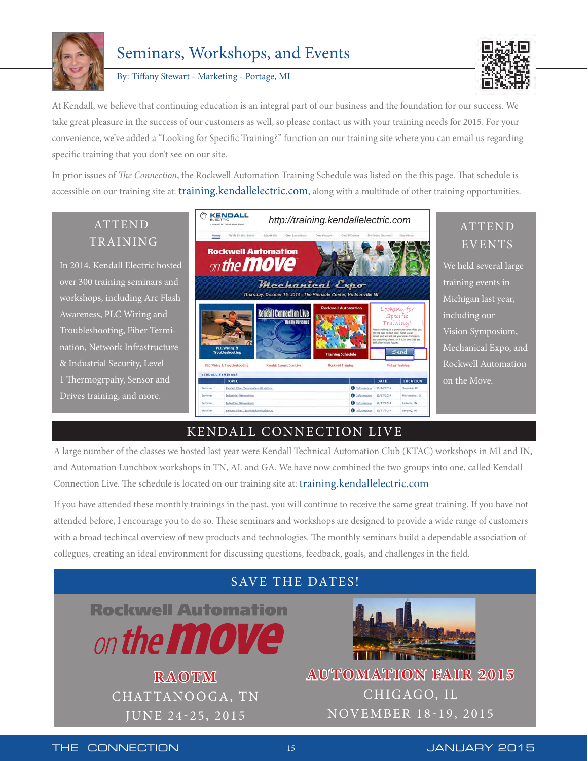# Seminars, Workshops, and Events

By: Tiffany Stewart - Marketing - Portage, MI

At Kendall, we believe that continuing education is an integral part of our business and the foundation for our success. We take great pleasure in the success of our customers as well, so please contact us with your training needs for 2015. For your convenience, we've added a "Looking for Specific Training?" function on our training site where you can email us regarding specific training that you don't see on our site.

In prior issues of *The Connection*, the Rockwell Automation Training Schedule was listed on the this page. That schedule is accessible on our training site at: training.kendallelectric.com, along with a multitude of other training opportunities.

## ATTEND TRAINING

In 2014, Kendall Electric hosted over 300 training seminars and workshops, including Arc Flash Awareness, PLC Wiring and Troubleshooting, Fiber Termination, Network Infrastructure & Industrial Security, Level 1 Thermogrpahy, Sensor and Drives training, and more.

http://training.kendallelectric.com

## ATTEND EVENTS

We held several large training events in Michigan last year, including our Vision Symposium, Mechanical Expo, and Rockwell Automation on the Move.

## KENDALL CONNECTION LIVE

A large number of the classes we hosted last year were Kendall Technical Automation Club (KTAC) workshops in MI and IN, and Automation Lunchbox workshops in TN, AL and GA. We have now combined the two groups into one, called Kendall Connection Live. The schedule is located on our training site at: training.kendallelectric.com

If you have attended these monthly trainings in the past, you will continue to receive the same great training. If you have not attended before, I encourage you to do so. These seminars and workshops are designed to provide a wide range of customers with a broad techincal overview of new products and technologies. The monthly seminars build a dependable association of collegues, creating an ideal environment for discussing questions, feedback, goals, and challenges in the field.

## SAVE THE DATES!

Rockwell Automation on the move

**RAOTM**
CHATTANOOGA, TN
JUNE 24-25, 2015

**AUTOMATION FAIR 2015**
CHIGAGO, IL
NOVEMBER 18-19, 2015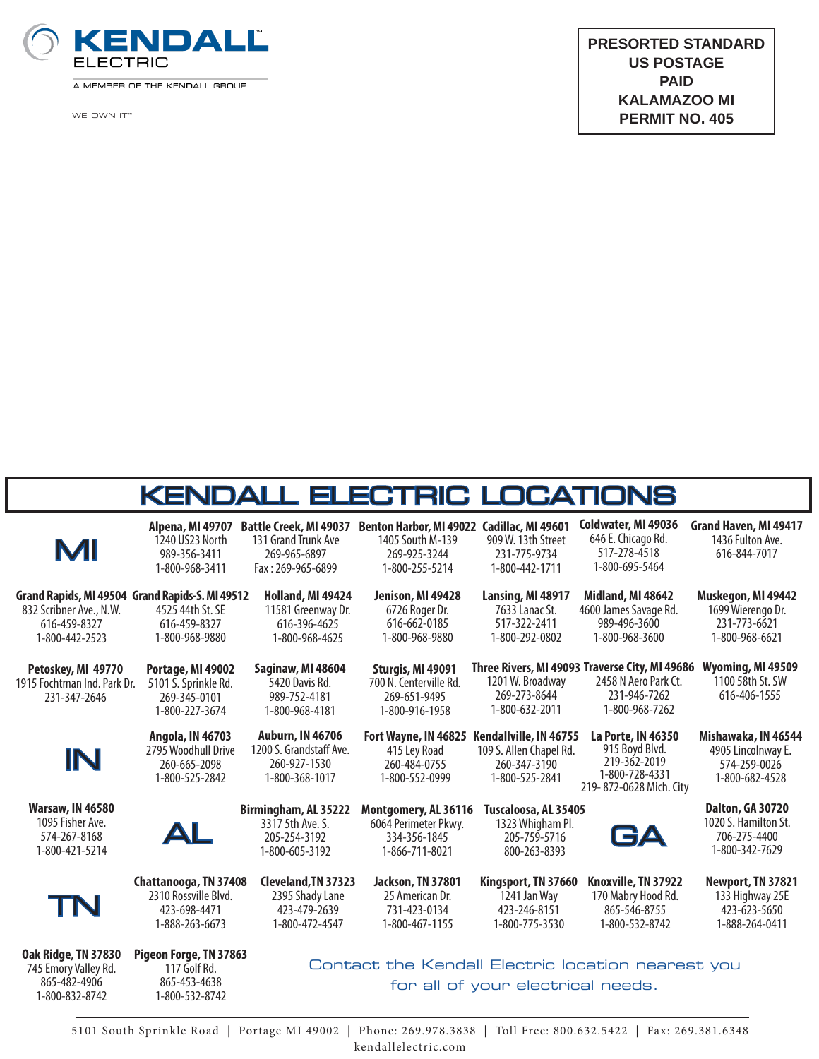**KENDALL** ELECTRIC

A MEMBER OF THE KENDALL GROUP

WE OWN IT™

PRESORTED STANDARD
US POSTAGE
PAID
KALAMAZOO MI
PERMIT NO. 405

# KENDALL ELECTRIC LOCATIONS

## MI

**Alpena, MI 49707**
1240 US23 North
989-356-3411
1-800-968-3411

**Battle Creek, MI 49037**
131 Grand Trunk Ave
269-965-6897
Fax : 269-965-6899

**Benton Harbor, MI 49022**
1405 South M-139
269-925-3244
1-800-255-5214

**Cadillac, MI 49601**
909 W. 13th Street
231-775-9734
1-800-442-1711

**Coldwater, MI 49036**
646 E. Chicago Rd.
517-278-4518
1-800-695-5464

**Grand Haven, MI 49417**
1436 Fulton Ave.
616-844-7017

**Grand Rapids, MI 49504**
832 Scribner Ave., N.W.
616-459-8327
1-800-442-2523

**Grand Rapids-S. MI 49512**
4525 44th St. SE
616-459-8327
1-800-968-9880

**Holland, MI 49424**
11581 Greenway Dr.
616-396-4625
1-800-968-4625

**Jenison, MI 49428**
6726 Roger Dr.
616-662-0185
1-800-968-9880

**Lansing, MI 48917**
7633 Lanac St.
517-322-2411
1-800-292-0802

**Midland, MI 48642**
4600 James Savage Rd.
989-496-3600
1-800-968-3600

**Muskegon, MI 49442**
1699 Wierengo Dr.
231-773-6621
1-800-968-6621

**Petoskey, MI 49770**
1915 Fochtman Ind. Park Dr.
231-347-2646

**Portage, MI 49002**
5101 S. Sprinkle Rd.
269-345-0101
1-800-227-3674

**Saginaw, MI 48604**
5420 Davis Rd.
989-752-4181
1-800-968-4181

**Sturgis, MI 49091**
700 N. Centerville Rd.
269-651-9495
1-800-916-1958

**Three Rivers, MI 49093**
1201 W. Broadway
269-273-8644
1-800-632-2011

**Traverse City, MI 49686**
2458 N Aero Park Ct.
231-946-7262
1-800-968-7262

**Wyoming, MI 49509**
1100 58th St. SW
616-406-1555

## IN

**Angola, IN 46703**
2795 Woodhull Drive
260-665-2098
1-800-525-2842

**Auburn, IN 46706**
1200 S. Grandstaff Ave.
260-927-1530
1-800-368-1017

**Fort Wayne, IN 46825**
415 Ley Road
260-484-0755
1-800-552-0999

**Kendallville, IN 46755**
109 S. Allen Chapel Rd.
260-347-3190
1-800-525-2841

**La Porte, IN 46350**
915 Boyd Blvd.
219-362-2019
1-800-728-4331
219- 872-0628 Mich. City

**Mishawaka, IN 46544**
4905 Lincolnway E.
574-259-0026
1-800-682-4528

**Warsaw, IN 46580**
1095 Fisher Ave.
574-267-8168
1-800-421-5214

## AL

**Birmingham, AL 35222**
3317 5th Ave. S.
205-254-3192
1-800-605-3192

**Montgomery, AL 36116**
6064 Perimeter Pkwy.
334-356-1845
1-866-711-8021

**Tuscaloosa, AL 35405**
1323 Whigham Pl.
205-759-5716
800-263-8393

## GA

**Dalton, GA 30720**
1020 S. Hamilton St.
706-275-4400
1-800-342-7629

## TN

**Chattanooga, TN 37408**
2310 Rossville Blvd.
423-698-4471
1-888-263-6673

**Cleveland,TN 37323**
2395 Shady Lane
423-479-2639
1-800-472-4547

**Jackson, TN 37801**
25 American Dr.
731-423-0134
1-800-467-1155

**Kingsport, TN 37660**
1241 Jan Way
423-246-8151
1-800-775-3530

**Knoxville, TN 37922**
170 Mabry Hood Rd.
865-546-8755
1-800-532-8742

**Newport, TN 37821**
133 Highway 25E
423-623-5650
1-888-264-0411

**Oak Ridge, TN 37830**
745 Emory Valley Rd.
865-482-4906
1-800-832-8742

**Pigeon Forge, TN 37863**
117 Golf Rd.
865-453-4638
1-800-532-8742

Contact the Kendall Electric location nearest you for all of your electrical needs.

5101 South Sprinkle Road | Portage MI 49002 | Phone: 269.978.3838 | Toll Free: 800.632.5422 | Fax: 269.381.6348
kendallelectric.com